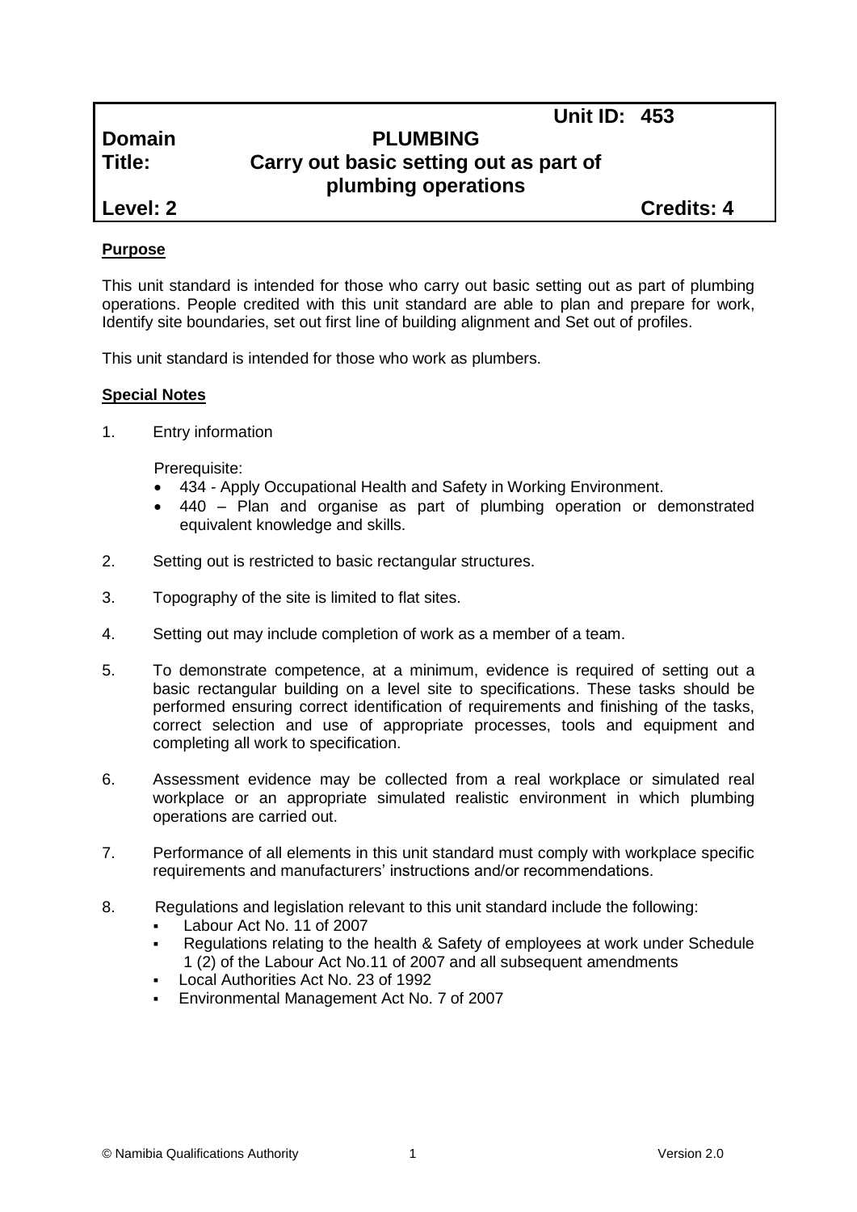| | | |
|---|---|---|
| | | **Unit ID: 453** |
| **Domain** | **PLUMBING** | |
| **Title:** | **Carry out basic setting out as part of plumbing operations** | |
| **Level: 2** | | **Credits: 4** |

**Purpose**

This unit standard is intended for those who carry out basic setting out as part of plumbing operations. People credited with this unit standard are able to plan and prepare for work, Identify site boundaries, set out first line of building alignment and Set out of profiles.

This unit standard is intended for those who work as plumbers.

**Special Notes**

1. Entry information

   Prerequisite:
   - 434 - Apply Occupational Health and Safety in Working Environment.
   - 440 – Plan and organise as part of plumbing operation or demonstrated equivalent knowledge and skills.

2. Setting out is restricted to basic rectangular structures.

3. Topography of the site is limited to flat sites.

4. Setting out may include completion of work as a member of a team.

5. To demonstrate competence, at a minimum, evidence is required of setting out a basic rectangular building on a level site to specifications. These tasks should be performed ensuring correct identification of requirements and finishing of the tasks, correct selection and use of appropriate processes, tools and equipment and completing all work to specification.

6. Assessment evidence may be collected from a real workplace or simulated real workplace or an appropriate simulated realistic environment in which plumbing operations are carried out.

7. Performance of all elements in this unit standard must comply with workplace specific requirements and manufacturers' instructions and/or recommendations.

8. Regulations and legislation relevant to this unit standard include the following:
   - Labour Act No. 11 of 2007
   - Regulations relating to the health & Safety of employees at work under Schedule 1 (2) of the Labour Act No.11 of 2007 and all subsequent amendments
   - Local Authorities Act No. 23 of 1992
   - Environmental Management Act No. 7 of 2007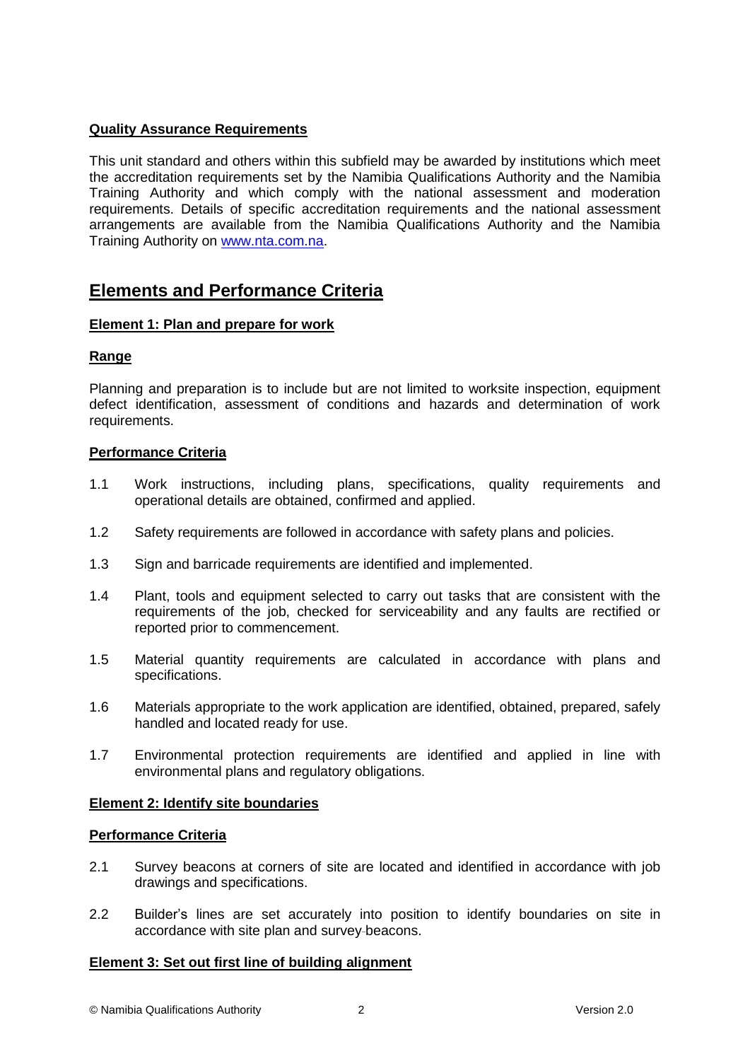**Quality Assurance Requirements**

This unit standard and others within this subfield may be awarded by institutions which meet the accreditation requirements set by the Namibia Qualifications Authority and the Namibia Training Authority and which comply with the national assessment and moderation requirements. Details of specific accreditation requirements and the national assessment arrangements are available from the Namibia Qualifications Authority and the Namibia Training Authority on [www.nta.com.na](http://www.nta.com.na).

## Elements and Performance Criteria

**Element 1: Plan and prepare for work**

**Range**

Planning and preparation is to include but are not limited to worksite inspection, equipment defect identification, assessment of conditions and hazards and determination of work requirements.

**Performance Criteria**

1.1 Work instructions, including plans, specifications, quality requirements and operational details are obtained, confirmed and applied.

1.2 Safety requirements are followed in accordance with safety plans and policies.

1.3 Sign and barricade requirements are identified and implemented.

1.4 Plant, tools and equipment selected to carry out tasks that are consistent with the requirements of the job, checked for serviceability and any faults are rectified or reported prior to commencement.

1.5 Material quantity requirements are calculated in accordance with plans and specifications.

1.6 Materials appropriate to the work application are identified, obtained, prepared, safely handled and located ready for use.

1.7 Environmental protection requirements are identified and applied in line with environmental plans and regulatory obligations.

**Element 2: Identify site boundaries**

**Performance Criteria**

2.1 Survey beacons at corners of site are located and identified in accordance with job drawings and specifications.

2.2 Builder's lines are set accurately into position to identify boundaries on site in accordance with site plan and survey beacons.

**Element 3: Set out first line of building alignment**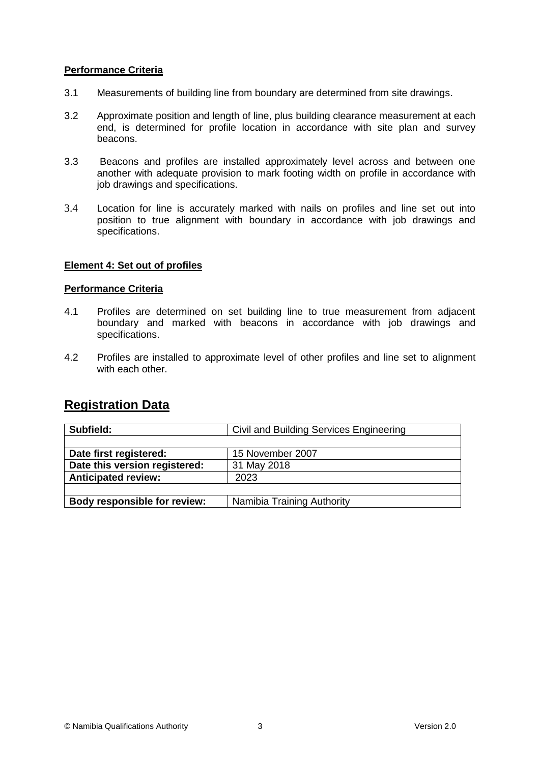**Performance Criteria**

3.1 Measurements of building line from boundary are determined from site drawings.

3.2 Approximate position and length of line, plus building clearance measurement at each end, is determined for profile location in accordance with site plan and survey beacons.

3.3 Beacons and profiles are installed approximately level across and between one another with adequate provision to mark footing width on profile in accordance with job drawings and specifications.

3.4 Location for line is accurately marked with nails on profiles and line set out into position to true alignment with boundary in accordance with job drawings and specifications.

**Element 4: Set out of profiles**

**Performance Criteria**

4.1 Profiles are determined on set building line to true measurement from adjacent boundary and marked with beacons in accordance with job drawings and specifications.

4.2 Profiles are installed to approximate level of other profiles and line set to alignment with each other.

## Registration Data

| | |
|---|---|
| **Subfield:** | Civil and Building Services Engineering |
| | |
| **Date first registered:** | 15 November 2007 |
| **Date this version registered:** | 31 May 2018 |
| **Anticipated review:** | 2023 |
| | |
| **Body responsible for review:** | Namibia Training Authority |